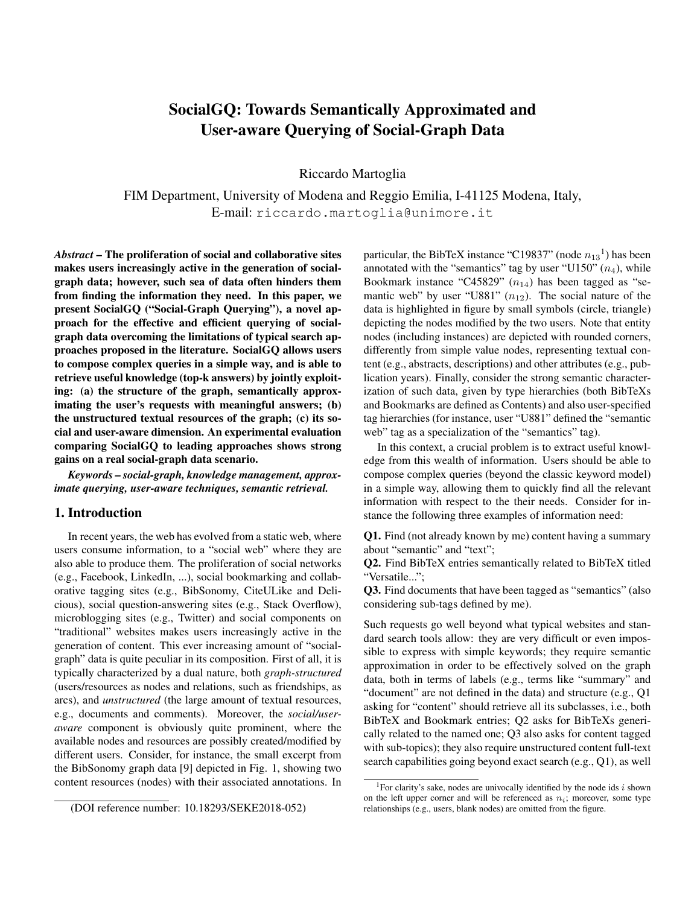# SocialGQ: Towards Semantically Approximated and User-aware Querying of Social-Graph Data

Riccardo Martoglia

FIM Department, University of Modena and Reggio Emilia, I-41125 Modena, Italy,
E-mail: riccardo.martoglia@unimore.it

***Abstract* – The proliferation of social and collaborative sites makes users increasingly active in the generation of social-graph data; however, such sea of data often hinders them from finding the information they need. In this paper, we present SocialGQ ("Social-Graph Querying"), a novel approach for the effective and efficient querying of social-graph data overcoming the limitations of typical search approaches proposed in the literature. SocialGQ allows users to compose complex queries in a simple way, and is able to retrieve useful knowledge (top-k answers) by jointly exploiting: (a) the structure of the graph, semantically approximating the user's requests with meaningful answers; (b) the unstructured textual resources of the graph; (c) its social and user-aware dimension. An experimental evaluation comparing SocialGQ to leading approaches shows strong gains on a real social-graph data scenario.**

***Keywords – social-graph, knowledge management, approximate querying, user-aware techniques, semantic retrieval.***

## 1. Introduction

In recent years, the web has evolved from a static web, where users consume information, to a "social web" where they are also able to produce them. The proliferation of social networks (e.g., Facebook, LinkedIn, ...), social bookmarking and collaborative tagging sites (e.g., BibSonomy, CiteULike and Delicious), social question-answering sites (e.g., Stack Overflow), microblogging sites (e.g., Twitter) and social components on "traditional" websites makes users increasingly active in the generation of content. This ever increasing amount of "social-graph" data is quite peculiar in its composition. First of all, it is typically characterized by a dual nature, both *graph-structured* (users/resources as nodes and relations, such as friendships, as arcs), and *unstructured* (the large amount of textual resources, e.g., documents and comments). Moreover, the *social/user-aware* component is obviously quite prominent, where the available nodes and resources are possibly created/modified by different users. Consider, for instance, the small excerpt from the BibSonomy graph data [9] depicted in Fig. 1, showing two content resources (nodes) with their associated annotations. In particular, the BibTeX instance "C19837" (node $n_{13}$[1]) has been annotated with the "semantics" tag by user "U150" ($n_4$), while Bookmark instance "C45829" ($n_{14}$) has been tagged as "semantic web" by user "U881" ($n_{12}$). The social nature of the data is highlighted in figure by small symbols (circle, triangle) depicting the nodes modified by the two users. Note that entity nodes (including instances) are depicted with rounded corners, differently from simple value nodes, representing textual content (e.g., abstracts, descriptions) and other attributes (e.g., publication years). Finally, consider the strong semantic characterization of such data, given by type hierarchies (both BibTeXs and Bookmarks are defined as Contents) and also user-specified tag hierarchies (for instance, user "U881" defined the "semantic web" tag as a specialization of the "semantics" tag).

In this context, a crucial problem is to extract useful knowledge from this wealth of information. Users should be able to compose complex queries (beyond the classic keyword model) in a simple way, allowing them to quickly find all the relevant information with respect to the their needs. Consider for instance the following three examples of information need:

**Q1.** Find (not already known by me) content having a summary about "semantic" and "text";

**Q2.** Find BibTeX entries semantically related to BibTeX titled "Versatile...";

**Q3.** Find documents that have been tagged as "semantics" (also considering sub-tags defined by me).

Such requests go well beyond what typical websites and standard search tools allow: they are very difficult or even impossible to express with simple keywords; they require semantic approximation in order to be effectively solved on the graph data, both in terms of labels (e.g., terms like "summary" and "document" are not defined in the data) and structure (e.g., Q1 asking for "content" should retrieve all its subclasses, i.e., both BibTeX and Bookmark entries; Q2 asks for BibTeXs generically related to the named one; Q3 also asks for content tagged with sub-topics); they also require unstructured content full-text search capabilities going beyond exact search (e.g., Q1), as well

[1] For clarity's sake, nodes are univocally identified by the node ids $i$ shown on the left upper corner and will be referenced as $n_i$; moreover, some type relationships (e.g., users, blank nodes) are omitted from the figure.

(DOI reference number: 10.18293/SEKE2018-052)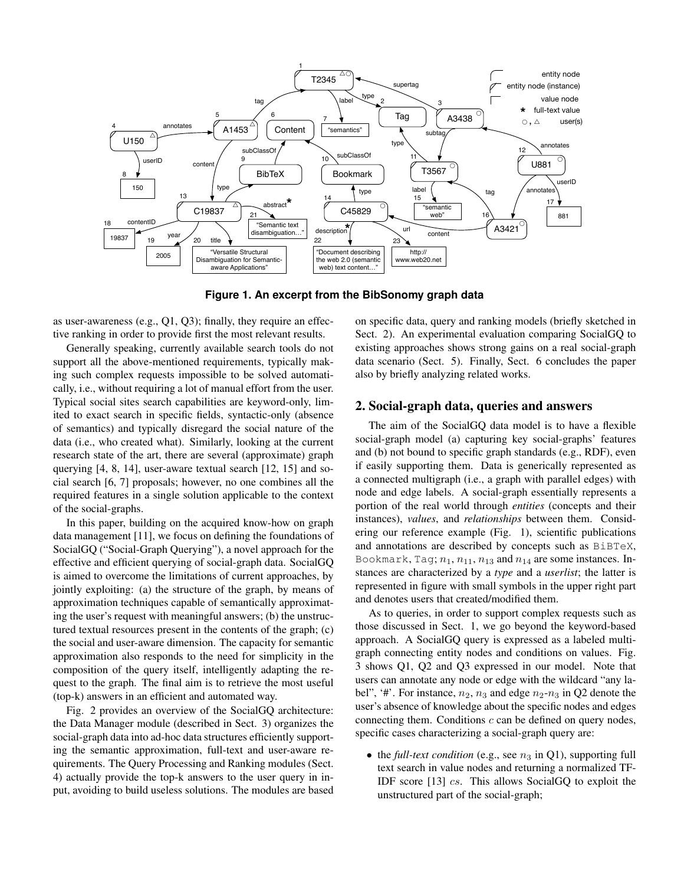**Figure 1. An excerpt from the BibSonomy graph data**

as user-awareness (e.g., Q1, Q3); finally, they require an effective ranking in order to provide first the most relevant results.

Generally speaking, currently available search tools do not support all the above-mentioned requirements, typically making such complex requests impossible to be solved automatically, i.e., without requiring a lot of manual effort from the user. Typical social sites search capabilities are keyword-only, limited to exact search in specific fields, syntactic-only (absence of semantics) and typically disregard the social nature of the data (i.e., who created what). Similarly, looking at the current research state of the art, there are several (approximate) graph querying [4, 8, 14], user-aware textual search [12, 15] and social search [6, 7] proposals; however, no one combines all the required features in a single solution applicable to the context of the social-graphs.

In this paper, building on the acquired know-how on graph data management [11], we focus on defining the foundations of SocialGQ ("Social-Graph Querying"), a novel approach for the effective and efficient querying of social-graph data. SocialGQ is aimed to overcome the limitations of current approaches, by jointly exploiting: (a) the structure of the graph, by means of approximation techniques capable of semantically approximating the user's request with meaningful answers; (b) the unstructured textual resources present in the contents of the graph; (c) the social and user-aware dimension. The capacity for semantic approximation also responds to the need for simplicity in the composition of the query itself, intelligently adapting the request to the graph. The final aim is to retrieve the most useful (top-k) answers in an efficient and automated way.

Fig. 2 provides an overview of the SocialGQ architecture: the Data Manager module (described in Sect. 3) organizes the social-graph data into ad-hoc data structures efficiently supporting the semantic approximation, full-text and user-aware requirements. The Query Processing and Ranking modules (Sect. 4) actually provide the top-k answers to the user query in input, avoiding to build useless solutions. The modules are based on specific data, query and ranking models (briefly sketched in Sect. 2). An experimental evaluation comparing SocialGQ to existing approaches shows strong gains on a real social-graph data scenario (Sect. 5). Finally, Sect. 6 concludes the paper also by briefly analyzing related works.

## 2. Social-graph data, queries and answers

The aim of the SocialGQ data model is to have a flexible social-graph model (a) capturing key social-graphs' features and (b) not bound to specific graph standards (e.g., RDF), even if easily supporting them. Data is generically represented as a connected multigraph (i.e., a graph with parallel edges) with node and edge labels. A social-graph essentially represents a portion of the real world through *entities* (concepts and their instances), *values*, and *relationships* between them. Considering our reference example (Fig. 1), scientific publications and annotations are described by concepts such as `BiBTeX`, `Bookmark`, `Tag`; $n_1$, $n_{11}$, $n_{13}$ and $n_{14}$ are some instances. Instances are characterized by a *type* and a *userlist*; the latter is represented in figure with small symbols in the upper right part and denotes users that created/modified them.

As to queries, in order to support complex requests such as those discussed in Sect. 1, we go beyond the keyword-based approach. A SocialGQ query is expressed as a labeled multigraph connecting entity nodes and conditions on values. Fig. 3 shows Q1, Q2 and Q3 expressed in our model. Note that users can annotate any node or edge with the wildcard "any label", '#'. For instance, $n_2$, $n_3$ and edge $n_2$-$n_3$ in Q2 denote the user's absence of knowledge about the specific nodes and edges connecting them. Conditions $c$ can be defined on query nodes, specific cases characterizing a social-graph query are:

- the *full-text condition* (e.g., see $n_3$ in Q1), supporting full text search in value nodes and returning a normalized TF-IDF score [13] $cs$. This allows SocialGQ to exploit the unstructured part of the social-graph;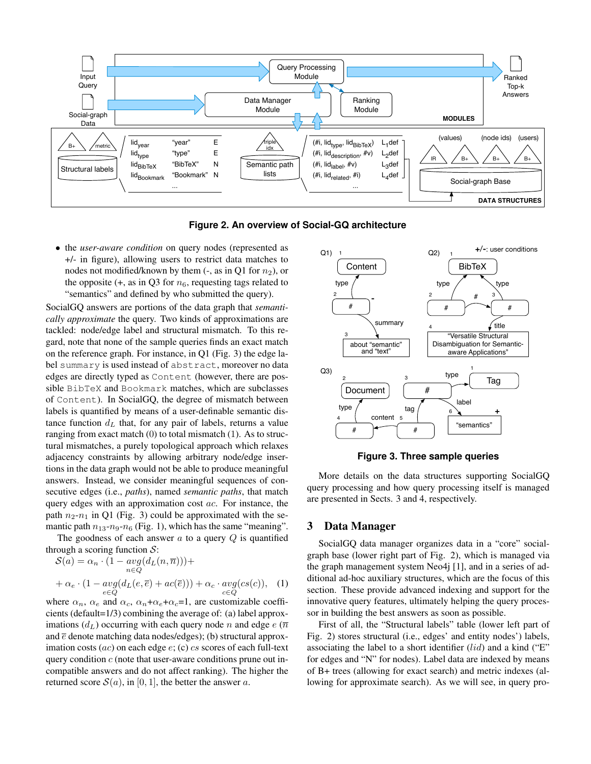**Figure 2. An overview of Social-GQ architecture**

- the *user-aware condition* on query nodes (represented as +/- in figure), allowing users to restrict data matches to nodes not modified/known by them (-, as in Q1 for $n_2$), or the opposite (+, as in Q3 for $n_6$, requesting tags related to "semantics" and defined by who submitted the query).

SocialGQ answers are portions of the data graph that *semantically approximate* the query. Two kinds of approximations are tackled: node/edge label and structural mismatch. To this regard, note that none of the sample queries finds an exact match on the reference graph. For instance, in Q1 (Fig. 3) the edge label `summary` is used instead of `abstract`, moreover no data edges are directly typed as `Content` (however, there are possible `BibTeX` and `Bookmark` matches, which are subclasses of `Content`). In SocialGQ, the degree of mismatch between labels is quantified by means of a user-definable semantic distance function $d_L$ that, for any pair of labels, returns a value ranging from exact match (0) to total mismatch (1). As to structural mismatches, a purely topological approach which relaxes adjacency constraints by allowing arbitrary node/edge insertions in the data graph would not be able to produce meaningful answers. Instead, we consider meaningful sequences of consecutive edges (i.e., *paths*), named *semantic paths*, that match query edges with an approximation cost $ac$. For instance, the path $n_2$-$n_1$ in Q1 (Fig. 3) could be approximated with the semantic path $n_{13}$-$n_9$-$n_6$ (Fig. 1), which has the same "meaning".

The goodness of each answer $a$ to a query $Q$ is quantified through a scoring function $\mathcal{S}$:

$$\mathcal{S}(a) = \alpha_n \cdot (1 - \underset{n \in Q}{avg}(d_L(n, \overline{n}))) +$$
$$+ \alpha_e \cdot (1 - \underset{e \in Q}{avg}(d_L(e, \overline{e}) + ac(\overline{e}))) + \alpha_c \cdot \underset{c \in Q}{avg}(cs(c)), \quad (1)$$

where $\alpha_n$, $\alpha_e$ and $\alpha_c$, $\alpha_n$+$\alpha_e$+$\alpha_c$=1, are customizable coefficients (default=1/3) combining the average of: (a) label approximations ($d_L$) occurring with each query node $n$ and edge $e$ ($\overline{n}$ and $\overline{e}$ denote matching data nodes/edges); (b) structural approximation costs ($ac$) on each edge $e$; (c) $cs$ scores of each full-text query condition $c$ (note that user-aware conditions prune out incompatible answers and do not affect ranking). The higher the returned score $\mathcal{S}(a)$, in $[0, 1]$, the better the answer $a$.

**Figure 3. Three sample queries**

More details on the data structures supporting SocialGQ query processing and how query processing itself is managed are presented in Sects. 3 and 4, respectively.

## 3 Data Manager

SocialGQ data manager organizes data in a "core" social-graph base (lower right part of Fig. 2), which is managed via the graph management system Neo4j [1], and in a series of additional ad-hoc auxiliary structures, which are the focus of this section. These provide advanced indexing and support for the innovative query features, ultimately helping the query processor in building the best answers as soon as possible.

First of all, the "Structural labels" table (lower left part of Fig. 2) stores structural (i.e., edges' and entity nodes') labels, associating the label to a short identifier ($lid$) and a kind ("E" for edges and "N" for nodes). Label data are indexed by means of B+ trees (allowing for exact search) and metric indexes (allowing for approximate search). As we will see, in query pro-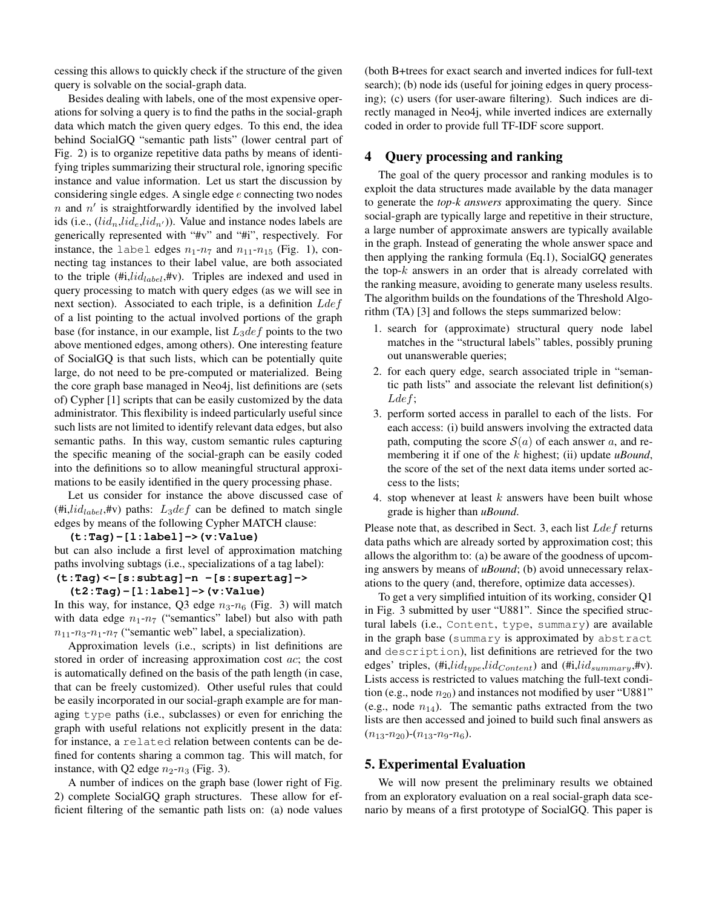cessing this allows to quickly check if the structure of the given query is solvable on the social-graph data.

Besides dealing with labels, one of the most expensive operations for solving a query is to find the paths in the social-graph data which match the given query edges. To this end, the idea behind SocialGQ "semantic path lists" (lower central part of Fig. 2) is to organize repetitive data paths by means of identifying triples summarizing their structural role, ignoring specific instance and value information. Let us start the discussion by considering single edges. A single edge $e$ connecting two nodes $n$ and $n'$ is straightforwardly identified by the involved label ids (i.e., ($lid_n$,$lid_e$,$lid_{n'}$)). Value and instance nodes labels are generically represented with "#v" and "#i", respectively. For instance, the `label` edges $n_1$-$n_7$ and $n_{11}$-$n_{15}$ (Fig. 1), connecting tag instances to their label value, are both associated to the triple (#i,$lid_{label}$,#v). Triples are indexed and used in query processing to match with query edges (as we will see in next section). Associated to each triple, is a definition $Ldef$ of a list pointing to the actual involved portions of the graph base (for instance, in our example, list $L_3def$ points to the two above mentioned edges, among others). One interesting feature of SocialGQ is that such lists, which can be potentially quite large, do not need to be pre-computed or materialized. Being the core graph base managed in Neo4j, list definitions are (sets of) Cypher [1] scripts that can be easily customized by the data administrator. This flexibility is indeed particularly useful since such lists are not limited to identify relevant data edges, but also semantic paths. In this way, custom semantic rules capturing the specific meaning of the social-graph can be easily coded into the definitions so to allow meaningful structural approximations to be easily identified in the query processing phase.

Let us consider for instance the above discussed case of (#i,$lid_{label}$,#v) paths: $L_3def$ can be defined to match single edges by means of the following Cypher MATCH clause:

```
(t:Tag)-[l:label]->(v:Value)
```

but can also include a first level of approximation matching paths involving subtags (i.e., specializations of a tag label):

```
(t:Tag)<-[s:subtag]-n -[s:supertag]->
    (t2:Tag)-[l:label]->(v:Value)
```

In this way, for instance, Q3 edge $n_3$-$n_6$ (Fig. 3) will match with data edge $n_1$-$n_7$ ("semantics" label) but also with path $n_{11}$-$n_3$-$n_1$-$n_7$ ("semantic web" label, a specialization).

Approximation levels (i.e., scripts) in list definitions are stored in order of increasing approximation cost $ac$; the cost is automatically defined on the basis of the path length (in case, that can be freely customized). Other useful rules that could be easily incorporated in our social-graph example are for managing `type` paths (i.e., subclasses) or even for enriching the graph with useful relations not explicitly present in the data: for instance, a `related` relation between contents can be defined for contents sharing a common tag. This will match, for instance, with Q2 edge $n_2$-$n_3$ (Fig. 3).

A number of indices on the graph base (lower right of Fig. 2) complete SocialGQ graph structures. These allow for efficient filtering of the semantic path lists on: (a) node values (both B+trees for exact search and inverted indices for full-text search); (b) node ids (useful for joining edges in query processing); (c) users (for user-aware filtering). Such indices are directly managed in Neo4j, while inverted indices are externally coded in order to provide full TF-IDF score support.

## 4 Query processing and ranking

The goal of the query processor and ranking modules is to exploit the data structures made available by the data manager to generate the *top-k answers* approximating the query. Since social-graph are typically large and repetitive in their structure, a large number of approximate answers are typically available in the graph. Instead of generating the whole answer space and then applying the ranking formula (Eq.1), SocialGQ generates the top-$k$ answers in an order that is already correlated with the ranking measure, avoiding to generate many useless results. The algorithm builds on the foundations of the Threshold Algorithm (TA) [3] and follows the steps summarized below:

1. search for (approximate) structural query node label matches in the "structural labels" tables, possibly pruning out unanswerable queries;
2. for each query edge, search associated triple in "semantic path lists" and associate the relevant list definition(s) $Ldef$;
3. perform sorted access in parallel to each of the lists. For each access: (i) build answers involving the extracted data path, computing the score $\mathcal{S}(a)$ of each answer $a$, and remembering it if one of the $k$ highest; (ii) update *uBound*, the score of the set of the next data items under sorted access to the lists;
4. stop whenever at least $k$ answers have been built whose grade is higher than *uBound*.

Please note that, as described in Sect. 3, each list $Ldef$ returns data paths which are already sorted by approximation cost; this allows the algorithm to: (a) be aware of the goodness of upcoming answers by means of *uBound*; (b) avoid unnecessary relaxations to the query (and, therefore, optimize data accesses).

To get a very simplified intuition of its working, consider Q1 in Fig. 3 submitted by user "U881". Since the specified structural labels (i.e., `Content`, `type`, `summary`) are available in the graph base (`summary` is approximated by `abstract` and `description`), list definitions are retrieved for the two edges' triples, (#i,$lid_{type}$,$lid_{Content}$) and (#i,$lid_{summary}$,#v). Lists access is restricted to values matching the full-text condition (e.g., node $n_{20}$) and instances not modified by user "U881" (e.g., node $n_{14}$). The semantic paths extracted from the two lists are then accessed and joined to build such final answers as ($n_{13}$-$n_{20}$)-($n_{13}$-$n_9$-$n_6$).

## 5. Experimental Evaluation

We will now present the preliminary results we obtained from an exploratory evaluation on a real social-graph data scenario by means of a first prototype of SocialGQ. This paper is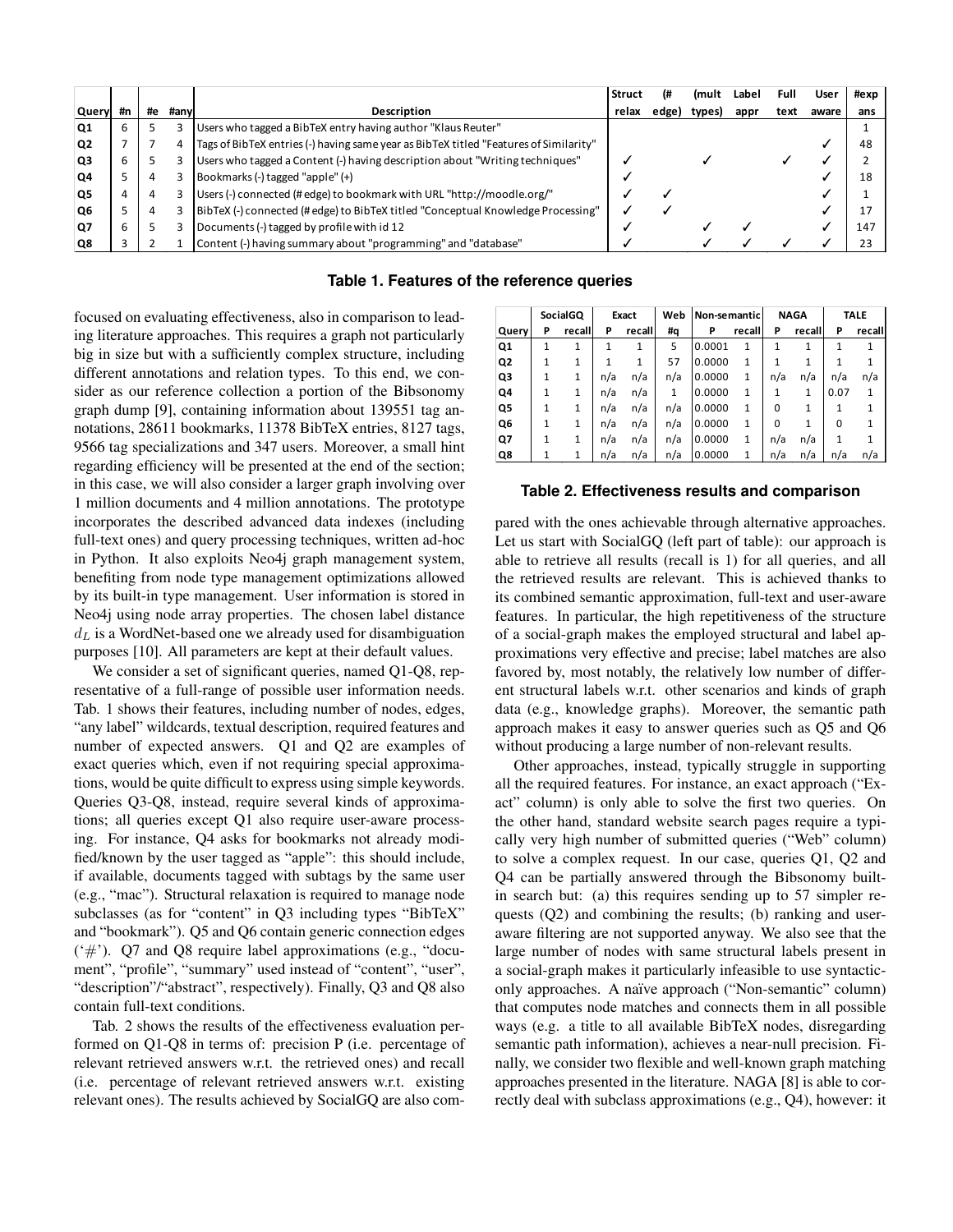| Query | #n | #e | #any | Description | Struct relax | (# edge) | (mult types) | Label appr | Full text | User aware | #exp ans |
|---|---|---|---|---|---|---|---|---|---|---|---|
| Q1 | 6 | 5 | 3 | Users who tagged a BibTeX entry having author "Klaus Reuter" | | | | | | | 1 |
| Q2 | 7 | 7 | 4 | Tags of BibTeX entries (-) having same year as BibTeX titled "Features of Similarity" | | | | | | ✓ | 48 |
| Q3 | 6 | 5 | 3 | Users who tagged a Content (-) having description about "Writing techniques" | ✓ | | ✓ | | ✓ | ✓ | 2 |
| Q4 | 5 | 4 | 3 | Bookmarks (-) tagged "apple" (+) | ✓ | | | | | ✓ | 18 |
| Q5 | 4 | 4 | 3 | Users (-) connected (# edge) to bookmark with URL "http://moodle.org/" | ✓ | ✓ | | | | ✓ | 1 |
| Q6 | 5 | 4 | 3 | BibTeX (-) connected (# edge) to BibTeX titled "Conceptual Knowledge Processing" | ✓ | ✓ | | | | ✓ | 17 |
| Q7 | 6 | 5 | 3 | Documents (-) tagged by profile with id 12 | ✓ | | ✓ | ✓ | | ✓ | 147 |
| Q8 | 3 | 2 | 1 | Content (-) having summary about "programming" and "database" | ✓ | | ✓ | ✓ | ✓ | ✓ | 23 |

**Table 1. Features of the reference queries**

focused on evaluating effectiveness, also in comparison to leading literature approaches. This requires a graph not particularly big in size but with a sufficiently complex structure, including different annotations and relation types. To this end, we consider as our reference collection a portion of the Bibsonomy graph dump [9], containing information about 139551 tag annotations, 28611 bookmarks, 11378 BibTeX entries, 8127 tags, 9566 tag specializations and 347 users. Moreover, a small hint regarding efficiency will be presented at the end of the section; in this case, we will also consider a larger graph involving over 1 million documents and 4 million annotations. The prototype incorporates the described advanced data indexes (including full-text ones) and query processing techniques, written ad-hoc in Python. It also exploits Neo4j graph management system, benefiting from node type management optimizations allowed by its built-in type management. User information is stored in Neo4j using node array properties. The chosen label distance $d_L$ is a WordNet-based one we already used for disambiguation purposes [10]. All parameters are kept at their default values.

We consider a set of significant queries, named Q1-Q8, representative of a full-range of possible user information needs. Tab. 1 shows their features, including number of nodes, edges, "any label" wildcards, textual description, required features and number of expected answers. Q1 and Q2 are examples of exact queries which, even if not requiring special approximations, would be quite difficult to express using simple keywords. Queries Q3-Q8, instead, require several kinds of approximations; all queries except Q1 also require user-aware processing. For instance, Q4 asks for bookmarks not already modified/known by the user tagged as "apple": this should include, if available, documents tagged with subtags by the same user (e.g., "mac"). Structural relaxation is required to manage node subclasses (as for "content" in Q3 including types "BibTeX" and "bookmark"). Q5 and Q6 contain generic connection edges ('#'). Q7 and Q8 require label approximations (e.g., "document", "profile", "summary" used instead of "content", "user", "description"/"abstract", respectively). Finally, Q3 and Q8 also contain full-text conditions.

Tab. 2 shows the results of the effectiveness evaluation performed on Q1-Q8 in terms of: precision P (i.e. percentage of relevant retrieved answers w.r.t. the retrieved ones) and recall (i.e. percentage of relevant retrieved answers w.r.t. existing relevant ones). The results achieved by SocialGQ are also compared with the ones achievable through alternative approaches. Let us start with SocialGQ (left part of table): our approach is able to retrieve all results (recall is 1) for all queries, and all the retrieved results are relevant. This is achieved thanks to its combined semantic approximation, full-text and user-aware features. In particular, the high repetitiveness of the structure of a social-graph makes the employed structural and label approximations very effective and precise; label matches are also favored by, most notably, the relatively low number of different structural labels w.r.t. other scenarios and kinds of graph data (e.g., knowledge graphs). Moreover, the semantic path approach makes it easy to answer queries such as Q5 and Q6 without producing a large number of non-relevant results.

| | SocialGQ | | Exact | | Web | Non-semantic | | NAGA | | TALE | |
|---|---|---|---|---|---|---|---|---|---|---|---|
| Query | P | recall | P | recall | #q | P | recall | P | recall | P | recall |
| Q1 | 1 | 1 | 1 | 1 | 5 | 0.0001 | 1 | 1 | 1 | 1 | 1 |
| Q2 | 1 | 1 | 1 | 1 | 57 | 0.0000 | 1 | 1 | 1 | 1 | 1 |
| Q3 | 1 | 1 | n/a | n/a | n/a | 0.0000 | 1 | n/a | n/a | n/a | n/a |
| Q4 | 1 | 1 | n/a | n/a | 1 | 0.0000 | 1 | 1 | 1 | 0.07 | 1 |
| Q5 | 1 | 1 | n/a | n/a | n/a | 0.0000 | 1 | 0 | 1 | 1 | 1 |
| Q6 | 1 | 1 | n/a | n/a | n/a | 0.0000 | 1 | 0 | 1 | 0 | 1 |
| Q7 | 1 | 1 | n/a | n/a | n/a | 0.0000 | 1 | n/a | n/a | 1 | 1 |
| Q8 | 1 | 1 | n/a | n/a | n/a | 0.0000 | 1 | n/a | n/a | n/a | n/a |

**Table 2. Effectiveness results and comparison**

Other approaches, instead, typically struggle in supporting all the required features. For instance, an exact approach ("Exact" column) is only able to solve the first two queries. On the other hand, standard website search pages require a typically very high number of submitted queries ("Web" column) to solve a complex request. In our case, queries Q1, Q2 and Q4 can be partially answered through the Bibsonomy built-in search but: (a) this requires sending up to 57 simpler requests (Q2) and combining the results; (b) ranking and user-aware filtering are not supported anyway. We also see that the large number of nodes with same structural labels present in a social-graph makes it particularly infeasible to use syntactic-only approaches. A naïve approach ("Non-semantic" column) that computes node matches and connects them in all possible ways (e.g. a title to all available BibTeX nodes, disregarding semantic path information), achieves a near-null precision. Finally, we consider two flexible and well-known graph matching approaches presented in the literature. NAGA [8] is able to correctly deal with subclass approximations (e.g., Q4), however: it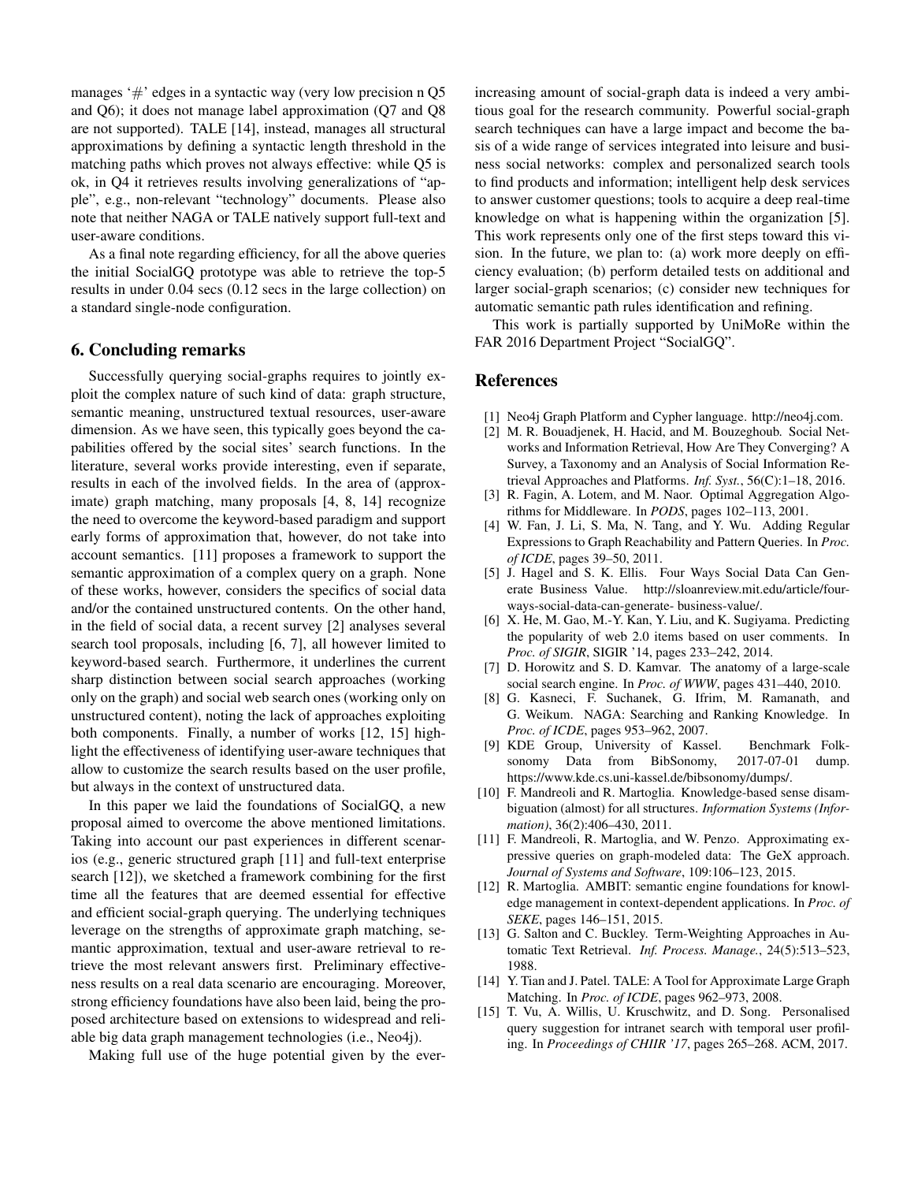manages '#' edges in a syntactic way (very low precision n Q5 and Q6); it does not manage label approximation (Q7 and Q8 are not supported). TALE [14], instead, manages all structural approximations by defining a syntactic length threshold in the matching paths which proves not always effective: while Q5 is ok, in Q4 it retrieves results involving generalizations of "apple", e.g., non-relevant "technology" documents. Please also note that neither NAGA or TALE natively support full-text and user-aware conditions.

As a final note regarding efficiency, for all the above queries the initial SocialGQ prototype was able to retrieve the top-5 results in under 0.04 secs (0.12 secs in the large collection) on a standard single-node configuration.

## 6. Concluding remarks

Successfully querying social-graphs requires to jointly exploit the complex nature of such kind of data: graph structure, semantic meaning, unstructured textual resources, user-aware dimension. As we have seen, this typically goes beyond the capabilities offered by the social sites' search functions. In the literature, several works provide interesting, even if separate, results in each of the involved fields. In the area of (approximate) graph matching, many proposals [4, 8, 14] recognize the need to overcome the keyword-based paradigm and support early forms of approximation that, however, do not take into account semantics. [11] proposes a framework to support the semantic approximation of a complex query on a graph. None of these works, however, considers the specifics of social data and/or the contained unstructured contents. On the other hand, in the field of social data, a recent survey [2] analyses several search tool proposals, including [6, 7], all however limited to keyword-based search. Furthermore, it underlines the current sharp distinction between social search approaches (working only on the graph) and social web search ones (working only on unstructured content), noting the lack of approaches exploiting both components. Finally, a number of works [12, 15] highlight the effectiveness of identifying user-aware techniques that allow to customize the search results based on the user profile, but always in the context of unstructured data.

In this paper we laid the foundations of SocialGQ, a new proposal aimed to overcome the above mentioned limitations. Taking into account our past experiences in different scenarios (e.g., generic structured graph [11] and full-text enterprise search [12]), we sketched a framework combining for the first time all the features that are deemed essential for effective and efficient social-graph querying. The underlying techniques leverage on the strengths of approximate graph matching, semantic approximation, textual and user-aware retrieval to retrieve the most relevant answers first. Preliminary effectiveness results on a real data scenario are encouraging. Moreover, strong efficiency foundations have also been laid, being the proposed architecture based on extensions to widespread and reliable big data graph management technologies (i.e., Neo4j).

Making full use of the huge potential given by the ever-increasing amount of social-graph data is indeed a very ambitious goal for the research community. Powerful social-graph search techniques can have a large impact and become the basis of a wide range of services integrated into leisure and business social networks: complex and personalized search tools to find products and information; intelligent help desk services to answer customer questions; tools to acquire a deep real-time knowledge on what is happening within the organization [5]. This work represents only one of the first steps toward this vision. In the future, we plan to: (a) work more deeply on efficiency evaluation; (b) perform detailed tests on additional and larger social-graph scenarios; (c) consider new techniques for automatic semantic path rules identification and refining.

This work is partially supported by UniMoRe within the FAR 2016 Department Project "SocialGQ".

## References

[1] Neo4j Graph Platform and Cypher language. http://neo4j.com.

[2] M. R. Bouadjenek, H. Hacid, and M. Bouzeghoub. Social Networks and Information Retrieval, How Are They Converging? A Survey, a Taxonomy and an Analysis of Social Information Retrieval Approaches and Platforms. *Inf. Syst.*, 56(C):1–18, 2016.

[3] R. Fagin, A. Lotem, and M. Naor. Optimal Aggregation Algorithms for Middleware. In *PODS*, pages 102–113, 2001.

[4] W. Fan, J. Li, S. Ma, N. Tang, and Y. Wu. Adding Regular Expressions to Graph Reachability and Pattern Queries. In *Proc. of ICDE*, pages 39–50, 2011.

[5] J. Hagel and S. K. Ellis. Four Ways Social Data Can Generate Business Value. http://sloanreview.mit.edu/article/four-ways-social-data-can-generate- business-value/.

[6] X. He, M. Gao, M.-Y. Kan, Y. Liu, and K. Sugiyama. Predicting the popularity of web 2.0 items based on user comments. In *Proc. of SIGIR*, SIGIR '14, pages 233–242, 2014.

[7] D. Horowitz and S. D. Kamvar. The anatomy of a large-scale social search engine. In *Proc. of WWW*, pages 431–440, 2010.

[8] G. Kasneci, F. Suchanek, G. Ifrim, M. Ramanath, and G. Weikum. NAGA: Searching and Ranking Knowledge. In *Proc. of ICDE*, pages 953–962, 2007.

[9] KDE Group, University of Kassel. Benchmark Folksonomy Data from BibSonomy, 2017-07-01 dump. https://www.kde.cs.uni-kassel.de/bibsonomy/dumps/.

[10] F. Mandreoli and R. Martoglia. Knowledge-based sense disambiguation (almost) for all structures. *Information Systems (Information)*, 36(2):406–430, 2011.

[11] F. Mandreoli, R. Martoglia, and W. Penzo. Approximating expressive queries on graph-modeled data: The GeX approach. *Journal of Systems and Software*, 109:106–123, 2015.

[12] R. Martoglia. AMBIT: semantic engine foundations for knowledge management in context-dependent applications. In *Proc. of SEKE*, pages 146–151, 2015.

[13] G. Salton and C. Buckley. Term-Weighting Approaches in Automatic Text Retrieval. *Inf. Process. Manage.*, 24(5):513–523, 1988.

[14] Y. Tian and J. Patel. TALE: A Tool for Approximate Large Graph Matching. In *Proc. of ICDE*, pages 962–973, 2008.

[15] T. Vu, A. Willis, U. Kruschwitz, and D. Song. Personalised query suggestion for intranet search with temporal user profiling. In *Proceedings of CHIIR '17*, pages 265–268. ACM, 2017.